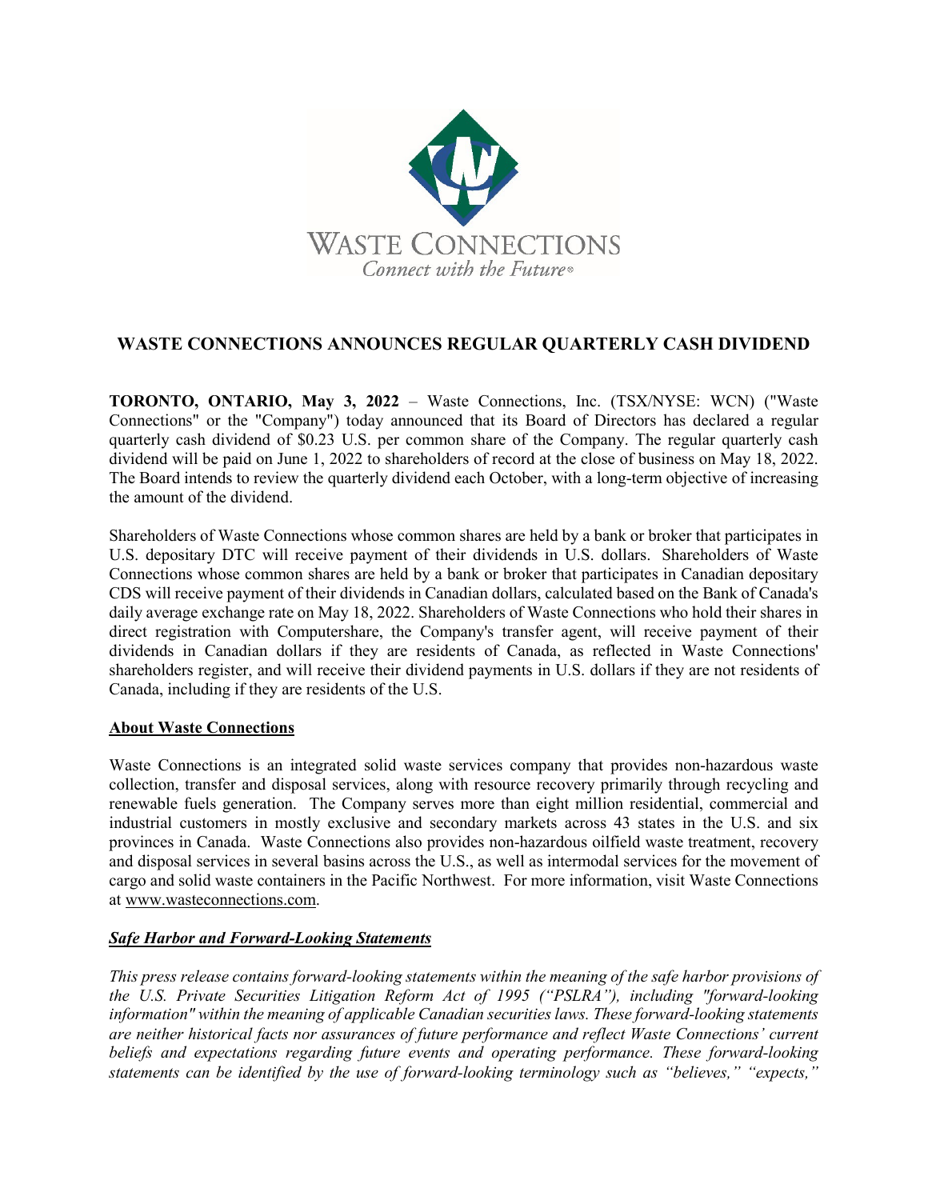WASTE CONNECTIONS

*Connect with the Future®*

# WASTE CONNECTIONS ANNOUNCES REGULAR QUARTERLY CASH DIVIDEND

**TORONTO, ONTARIO, May 3, 2022** – Waste Connections, Inc. (TSX/NYSE: WCN) ("Waste Connections" or the "Company") today announced that its Board of Directors has declared a regular quarterly cash dividend of $0.23 U.S. per common share of the Company. The regular quarterly cash dividend will be paid on June 1, 2022 to shareholders of record at the close of business on May 18, 2022. The Board intends to review the quarterly dividend each October, with a long-term objective of increasing the amount of the dividend.

Shareholders of Waste Connections whose common shares are held by a bank or broker that participates in U.S. depositary DTC will receive payment of their dividends in U.S. dollars. Shareholders of Waste Connections whose common shares are held by a bank or broker that participates in Canadian depositary CDS will receive payment of their dividends in Canadian dollars, calculated based on the Bank of Canada's daily average exchange rate on May 18, 2022. Shareholders of Waste Connections who hold their shares in direct registration with Computershare, the Company's transfer agent, will receive payment of their dividends in Canadian dollars if they are residents of Canada, as reflected in Waste Connections' shareholders register, and will receive their dividend payments in U.S. dollars if they are not residents of Canada, including if they are residents of the U.S.

## About Waste Connections

Waste Connections is an integrated solid waste services company that provides non-hazardous waste collection, transfer and disposal services, along with resource recovery primarily through recycling and renewable fuels generation. The Company serves more than eight million residential, commercial and industrial customers in mostly exclusive and secondary markets across 43 states in the U.S. and six provinces in Canada. Waste Connections also provides non-hazardous oilfield waste treatment, recovery and disposal services in several basins across the U.S., as well as intermodal services for the movement of cargo and solid waste containers in the Pacific Northwest. For more information, visit Waste Connections at www.wasteconnections.com.

## *Safe Harbor and Forward-Looking Statements*

*This press release contains forward-looking statements within the meaning of the safe harbor provisions of the U.S. Private Securities Litigation Reform Act of 1995 ("PSLRA"), including "forward-looking information" within the meaning of applicable Canadian securities laws. These forward-looking statements are neither historical facts nor assurances of future performance and reflect Waste Connections' current beliefs and expectations regarding future events and operating performance. These forward-looking statements can be identified by the use of forward-looking terminology such as "believes," "expects,"*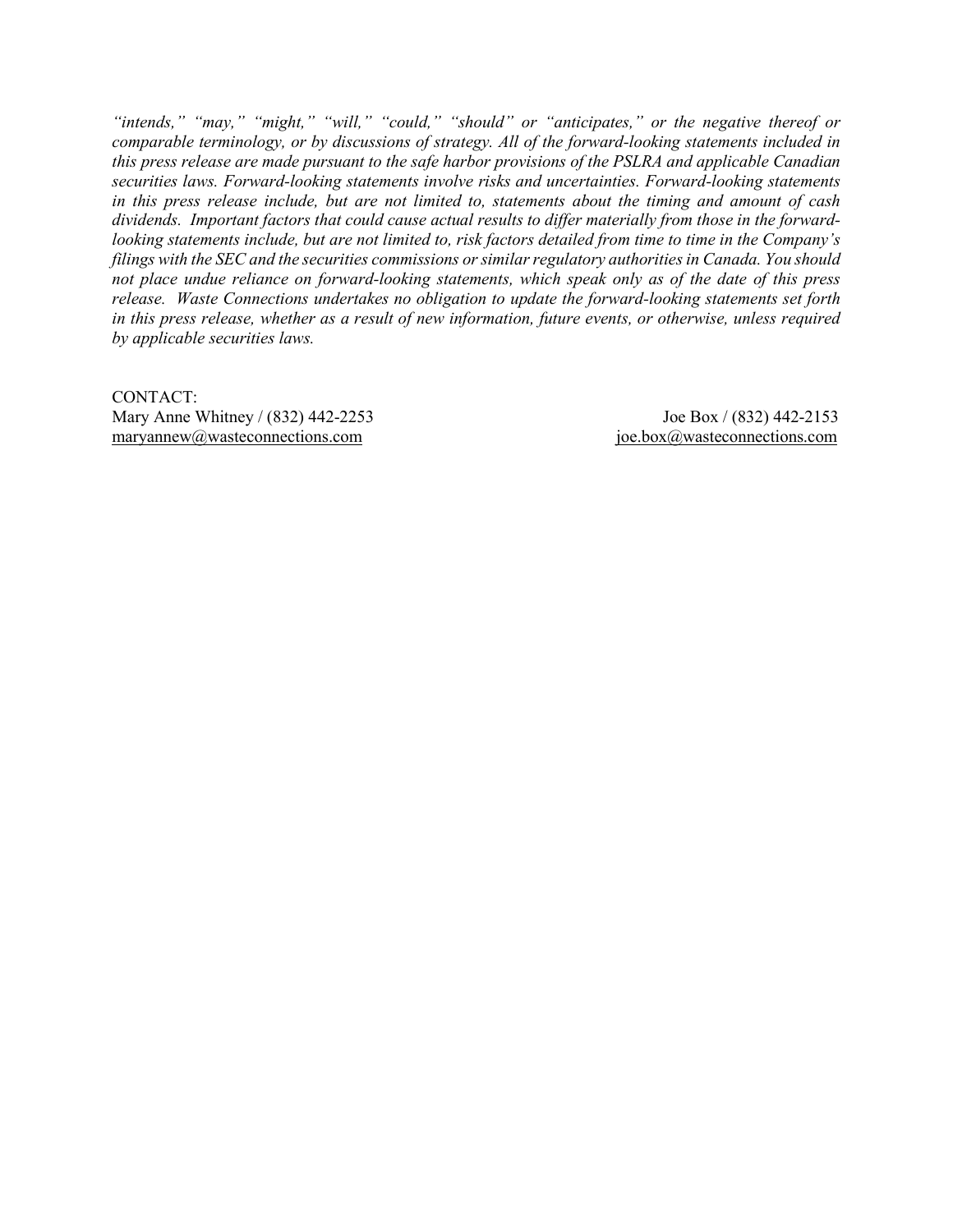*"intends," "may," "might," "will," "could," "should" or "anticipates," or the negative thereof or comparable terminology, or by discussions of strategy. All of the forward-looking statements included in this press release are made pursuant to the safe harbor provisions of the PSLRA and applicable Canadian securities laws. Forward-looking statements involve risks and uncertainties. Forward-looking statements in this press release include, but are not limited to, statements about the timing and amount of cash dividends. Important factors that could cause actual results to differ materially from those in the forward-looking statements include, but are not limited to, risk factors detailed from time to time in the Company's filings with the SEC and the securities commissions or similar regulatory authorities in Canada. You should not place undue reliance on forward-looking statements, which speak only as of the date of this press release. Waste Connections undertakes no obligation to update the forward-looking statements set forth in this press release, whether as a result of new information, future events, or otherwise, unless required by applicable securities laws.*

CONTACT:

Mary Anne Whitney / (832) 442-2253
maryannew@wasteconnections.com

Joe Box / (832) 442-2153
joe.box@wasteconnections.com